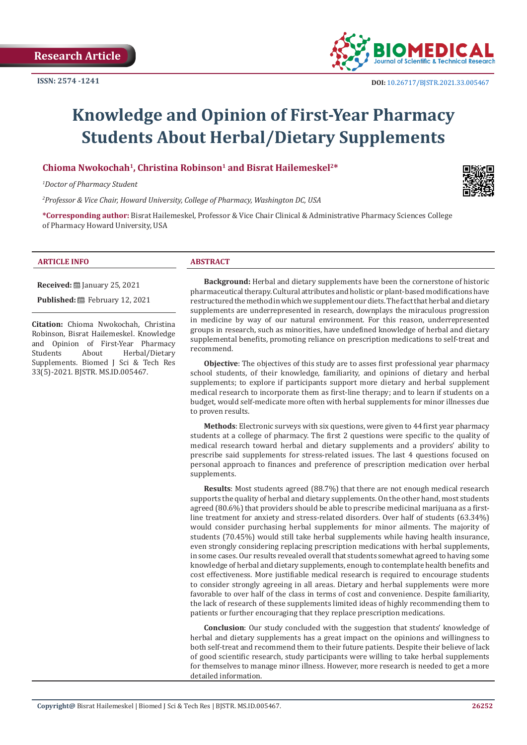Research Article

ISSN: 2574 -1241

DOI: 10.26717/BJSTR.2021.33.005467

# Knowledge and Opinion of First-Year Pharmacy Students About Herbal/Dietary Supplements

**Chioma Nwokochah[1], Christina Robinson[1] and Bisrat Hailemeskel[2]***

*[1]Doctor of Pharmacy Student*

*[2]Professor & Vice Chair, Howard University, College of Pharmacy, Washington DC, USA*

**\*Corresponding author:** Bisrat Hailemeskel, Professor & Vice Chair Clinical & Administrative Pharmacy Sciences College of Pharmacy Howard University, USA

## ARTICLE INFO

**Received:** January 25, 2021

**Published:** February 12, 2021

**Citation:** Chioma Nwokochah, Christina Robinson, Bisrat Hailemeskel. Knowledge and Opinion of First-Year Pharmacy Students About Herbal/Dietary Supplements. Biomed J Sci & Tech Res 33(5)-2021. BJSTR. MS.ID.005467.

## ABSTRACT

**Background:** Herbal and dietary supplements have been the cornerstone of historic pharmaceutical therapy. Cultural attributes and holistic or plant-based modifications have restructured the method in which we supplement our diets. The fact that herbal and dietary supplements are underrepresented in research, downplays the miraculous progression in medicine by way of our natural environment. For this reason, underrepresented groups in research, such as minorities, have undefined knowledge of herbal and dietary supplemental benefits, promoting reliance on prescription medications to self-treat and recommend.

**Objective**: The objectives of this study are to asses first professional year pharmacy school students, of their knowledge, familiarity, and opinions of dietary and herbal supplements; to explore if participants support more dietary and herbal supplement medical research to incorporate them as first-line therapy; and to learn if students on a budget, would self-medicate more often with herbal supplements for minor illnesses due to proven results.

**Methods**: Electronic surveys with six questions, were given to 44 first year pharmacy students at a college of pharmacy. The first 2 questions were specific to the quality of medical research toward herbal and dietary supplements and a providers' ability to prescribe said supplements for stress-related issues. The last 4 questions focused on personal approach to finances and preference of prescription medication over herbal supplements.

**Results**: Most students agreed (88.7%) that there are not enough medical research supports the quality of herbal and dietary supplements. On the other hand, most students agreed (80.6%) that providers should be able to prescribe medicinal marijuana as a first-line treatment for anxiety and stress-related disorders. Over half of students (63.34%) would consider purchasing herbal supplements for minor ailments. The majority of students (70.45%) would still take herbal supplements while having health insurance, even strongly considering replacing prescription medications with herbal supplements, in some cases. Our results revealed overall that students somewhat agreed to having some knowledge of herbal and dietary supplements, enough to contemplate health benefits and cost effectiveness. More justifiable medical research is required to encourage students to consider strongly agreeing in all areas. Dietary and herbal supplements were more favorable to over half of the class in terms of cost and convenience. Despite familiarity, the lack of research of these supplements limited ideas of highly recommending them to patients or further encouraging that they replace prescription medications.

**Conclusion**: Our study concluded with the suggestion that students' knowledge of herbal and dietary supplements has a great impact on the opinions and willingness to both self-treat and recommend them to their future patients. Despite their believe of lack of good scientific research, study participants were willing to take herbal supplements for themselves to manage minor illness. However, more research is needed to get a more detailed information.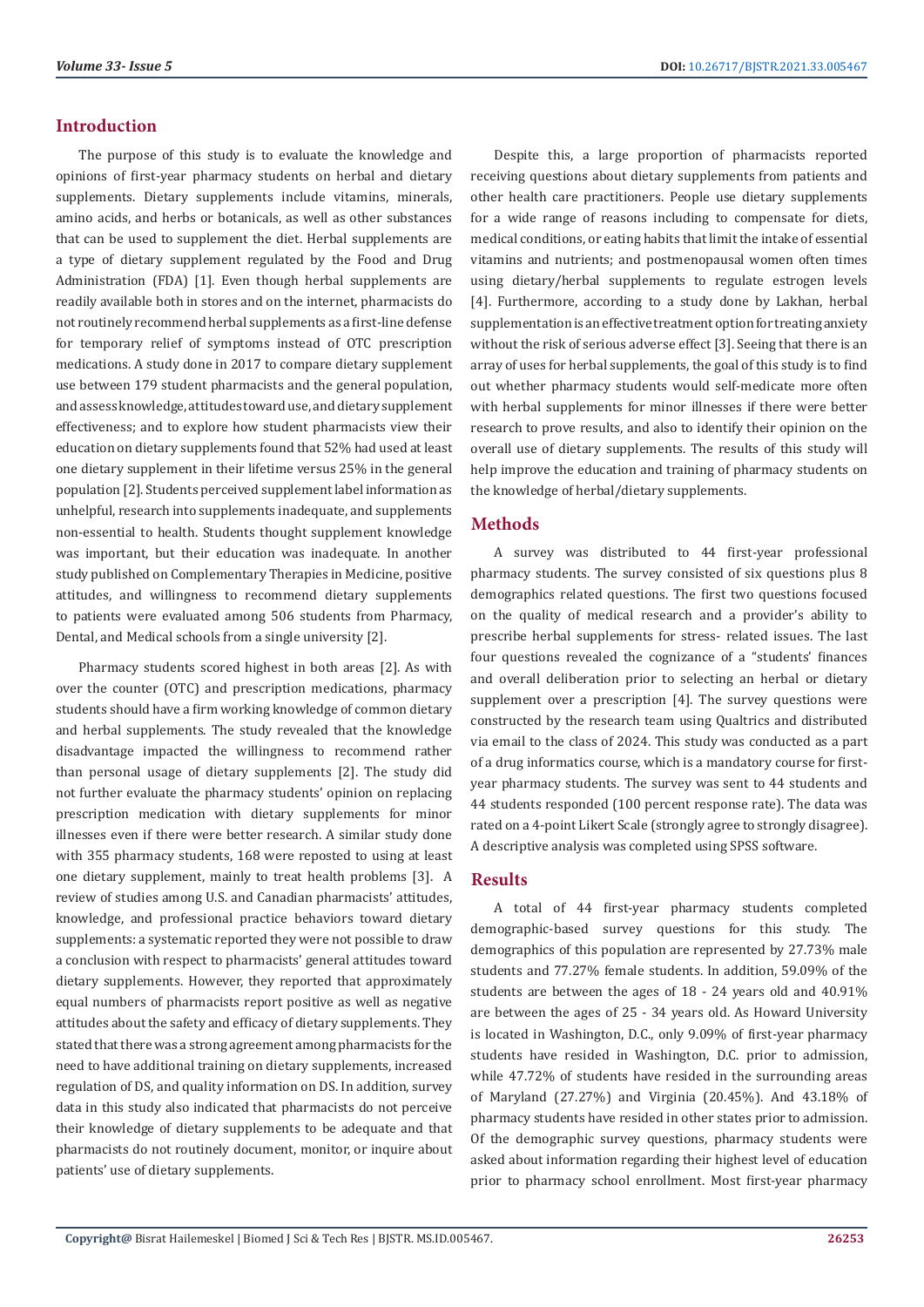## Introduction

The purpose of this study is to evaluate the knowledge and opinions of first-year pharmacy students on herbal and dietary supplements. Dietary supplements include vitamins, minerals, amino acids, and herbs or botanicals, as well as other substances that can be used to supplement the diet. Herbal supplements are a type of dietary supplement regulated by the Food and Drug Administration (FDA) [1]. Even though herbal supplements are readily available both in stores and on the internet, pharmacists do not routinely recommend herbal supplements as a first-line defense for temporary relief of symptoms instead of OTC prescription medications. A study done in 2017 to compare dietary supplement use between 179 student pharmacists and the general population, and assess knowledge, attitudes toward use, and dietary supplement effectiveness; and to explore how student pharmacists view their education on dietary supplements found that 52% had used at least one dietary supplement in their lifetime versus 25% in the general population [2]. Students perceived supplement label information as unhelpful, research into supplements inadequate, and supplements non-essential to health. Students thought supplement knowledge was important, but their education was inadequate. In another study published on Complementary Therapies in Medicine, positive attitudes, and willingness to recommend dietary supplements to patients were evaluated among 506 students from Pharmacy, Dental, and Medical schools from a single university [2].

Pharmacy students scored highest in both areas [2]. As with over the counter (OTC) and prescription medications, pharmacy students should have a firm working knowledge of common dietary and herbal supplements. The study revealed that the knowledge disadvantage impacted the willingness to recommend rather than personal usage of dietary supplements [2]. The study did not further evaluate the pharmacy students' opinion on replacing prescription medication with dietary supplements for minor illnesses even if there were better research. A similar study done with 355 pharmacy students, 168 were reposted to using at least one dietary supplement, mainly to treat health problems [3]. A review of studies among U.S. and Canadian pharmacists' attitudes, knowledge, and professional practice behaviors toward dietary supplements: a systematic reported they were not possible to draw a conclusion with respect to pharmacists' general attitudes toward dietary supplements. However, they reported that approximately equal numbers of pharmacists report positive as well as negative attitudes about the safety and efficacy of dietary supplements. They stated that there was a strong agreement among pharmacists for the need to have additional training on dietary supplements, increased regulation of DS, and quality information on DS. In addition, survey data in this study also indicated that pharmacists do not perceive their knowledge of dietary supplements to be adequate and that pharmacists do not routinely document, monitor, or inquire about patients' use of dietary supplements.

Despite this, a large proportion of pharmacists reported receiving questions about dietary supplements from patients and other health care practitioners. People use dietary supplements for a wide range of reasons including to compensate for diets, medical conditions, or eating habits that limit the intake of essential vitamins and nutrients; and postmenopausal women often times using dietary/herbal supplements to regulate estrogen levels [4]. Furthermore, according to a study done by Lakhan, herbal supplementation is an effective treatment option for treating anxiety without the risk of serious adverse effect [3]. Seeing that there is an array of uses for herbal supplements, the goal of this study is to find out whether pharmacy students would self-medicate more often with herbal supplements for minor illnesses if there were better research to prove results, and also to identify their opinion on the overall use of dietary supplements. The results of this study will help improve the education and training of pharmacy students on the knowledge of herbal/dietary supplements.

## Methods

A survey was distributed to 44 first-year professional pharmacy students. The survey consisted of six questions plus 8 demographics related questions. The first two questions focused on the quality of medical research and a provider's ability to prescribe herbal supplements for stress- related issues. The last four questions revealed the cognizance of a "students' finances and overall deliberation prior to selecting an herbal or dietary supplement over a prescription [4]. The survey questions were constructed by the research team using Qualtrics and distributed via email to the class of 2024. This study was conducted as a part of a drug informatics course, which is a mandatory course for first-year pharmacy students. The survey was sent to 44 students and 44 students responded (100 percent response rate). The data was rated on a 4-point Likert Scale (strongly agree to strongly disagree). A descriptive analysis was completed using SPSS software.

## Results

A total of 44 first-year pharmacy students completed demographic-based survey questions for this study. The demographics of this population are represented by 27.73% male students and 77.27% female students. In addition, 59.09% of the students are between the ages of 18 - 24 years old and 40.91% are between the ages of 25 - 34 years old. As Howard University is located in Washington, D.C., only 9.09% of first-year pharmacy students have resided in Washington, D.C. prior to admission, while 47.72% of students have resided in the surrounding areas of Maryland (27.27%) and Virginia (20.45%). And 43.18% of pharmacy students have resided in other states prior to admission. Of the demographic survey questions, pharmacy students were asked about information regarding their highest level of education prior to pharmacy school enrollment. Most first-year pharmacy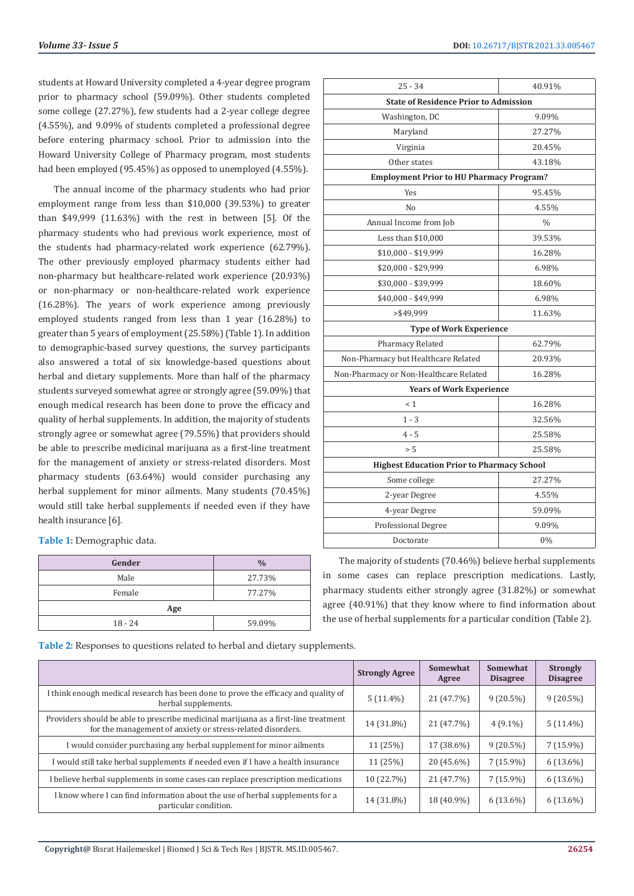students at Howard University completed a 4-year degree program prior to pharmacy school (59.09%). Other students completed some college (27.27%), few students had a 2-year college degree (4.55%), and 9.09% of students completed a professional degree before entering pharmacy school. Prior to admission into the Howard University College of Pharmacy program, most students had been employed (95.45%) as opposed to unemployed (4.55%).

The annual income of the pharmacy students who had prior employment range from less than $10,000 (39.53%) to greater than $49,999 (11.63%) with the rest in between [5]. Of the pharmacy students who had previous work experience, most of the students had pharmacy-related work experience (62.79%). The other previously employed pharmacy students either had non-pharmacy but healthcare-related work experience (20.93%) or non-pharmacy or non-healthcare-related work experience (16.28%). The years of work experience among previously employed students ranged from less than 1 year (16.28%) to greater than 5 years of employment (25.58%) (Table 1). In addition to demographic-based survey questions, the survey participants also answered a total of six knowledge-based questions about herbal and dietary supplements. More than half of the pharmacy students surveyed somewhat agree or strongly agree (59.09%) that enough medical research has been done to prove the efficacy and quality of herbal supplements. In addition, the majority of students strongly agree or somewhat agree (79.55%) that providers should be able to prescribe medicinal marijuana as a first-line treatment for the management of anxiety or stress-related disorders. Most pharmacy students (63.64%) would consider purchasing any herbal supplement for minor ailments. Many students (70.45%) would still take herbal supplements if needed even if they have health insurance [6].

**Table 1:** Demographic data.

| Gender | % |
|---|---|
| Male | 27.73% |
| Female | 77.27% |
| **Age** | |
| 18 - 24 | 59.09% |
| 25 - 34 | 40.91% |
| **State of Residence Prior to Admission** | |
| Washington, DC | 9.09% |
| Maryland | 27.27% |
| Virginia | 20.45% |
| Other states | 43.18% |
| **Employment Prior to HU Pharmacy Program?** | |
| Yes | 95.45% |
| No | 4.55% |
| Annual Income from Job | % |
| Less than $10,000 | 39.53% |
| $10,000 - $19,999 | 16.28% |
| $20,000 - $29,999 | 6.98% |
| $30,000 - $39,999 | 18.60% |
| $40,000 - $49,999 | 6.98% |
| >$49,999 | 11.63% |
| **Type of Work Experience** | |
| Pharmacy Related | 62.79% |
| Non-Pharmacy but Healthcare Related | 20.93% |
| Non-Pharmacy or Non-Healthcare Related | 16.28% |
| **Years of Work Experience** | |
| < 1 | 16.28% |
| 1 - 3 | 32.56% |
| 4 - 5 | 25.58% |
| > 5 | 25.58% |
| **Highest Education Prior to Pharmacy School** | |
| Some college | 27.27% |
| 2-year Degree | 4.55% |
| 4-year Degree | 59.09% |
| Professional Degree | 9.09% |
| Doctorate | 0% |

The majority of students (70.46%) believe herbal supplements in some cases can replace prescription medications. Lastly, pharmacy students either strongly agree (31.82%) or somewhat agree (40.91%) that they know where to find information about the use of herbal supplements for a particular condition (Table 2).

**Table 2:** Responses to questions related to herbal and dietary supplements.

| | Strongly Agree | Somewhat Agree | Somewhat Disagree | Strongly Disagree |
|---|---|---|---|---|
| I think enough medical research has been done to prove the efficacy and quality of herbal supplements. | 5 (11.4%) | 21 (47.7%) | 9 (20.5%) | 9 (20.5%) |
| Providers should be able to prescribe medicinal marijuana as a first-line treatment for the management of anxiety or stress-related disorders. | 14 (31.8%) | 21 (47.7%) | 4 (9.1%) | 5 (11.4%) |
| I would consider purchasing any herbal supplement for minor ailments | 11 (25%) | 17 (38.6%) | 9 (20.5%) | 7 (15.9%) |
| I would still take herbal supplements if needed even if I have a health insurance | 11 (25%) | 20 (45.6%) | 7 (15.9%) | 6 (13.6%) |
| I believe herbal supplements in some cases can replace prescription medications | 10 (22.7%) | 21 (47.7%) | 7 (15.9%) | 6 (13.6%) |
| I know where I can find information about the use of herbal supplements for a particular condition. | 14 (31.8%) | 18 (40.9%) | 6 (13.6%) | 6 (13.6%) |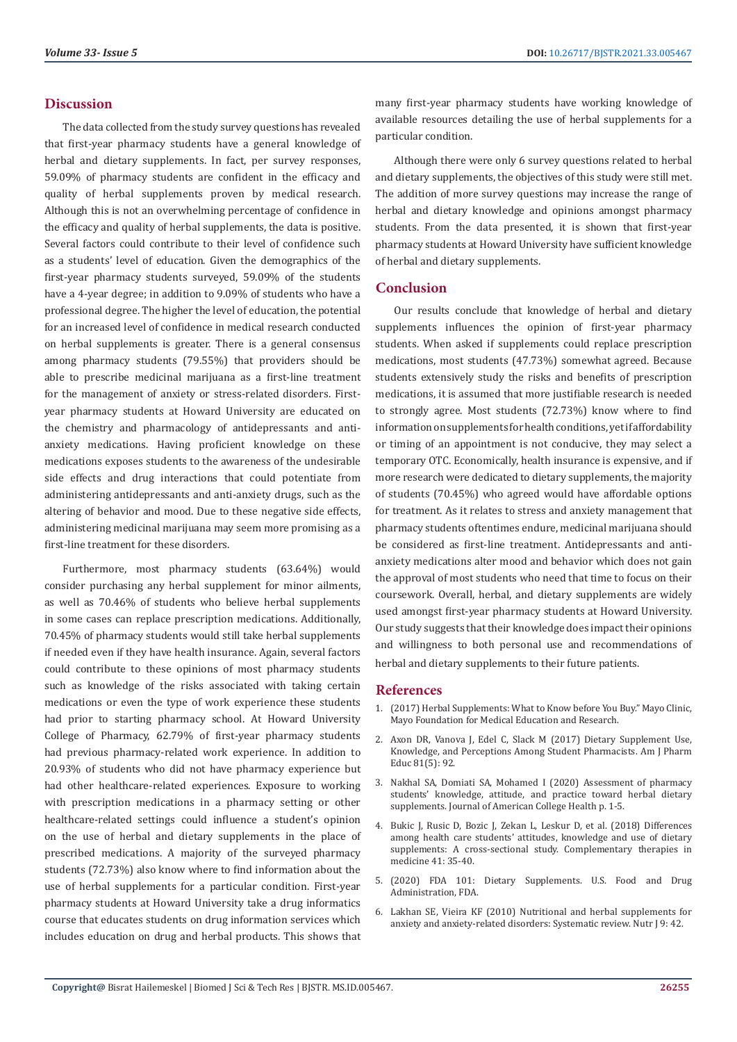## Discussion

The data collected from the study survey questions has revealed that first-year pharmacy students have a general knowledge of herbal and dietary supplements. In fact, per survey responses, 59.09% of pharmacy students are confident in the efficacy and quality of herbal supplements proven by medical research. Although this is not an overwhelming percentage of confidence in the efficacy and quality of herbal supplements, the data is positive. Several factors could contribute to their level of confidence such as a students' level of education. Given the demographics of the first-year pharmacy students surveyed, 59.09% of the students have a 4-year degree; in addition to 9.09% of students who have a professional degree. The higher the level of education, the potential for an increased level of confidence in medical research conducted on herbal supplements is greater. There is a general consensus among pharmacy students (79.55%) that providers should be able to prescribe medicinal marijuana as a first-line treatment for the management of anxiety or stress-related disorders. First-year pharmacy students at Howard University are educated on the chemistry and pharmacology of antidepressants and anti-anxiety medications. Having proficient knowledge on these medications exposes students to the awareness of the undesirable side effects and drug interactions that could potentiate from administering antidepressants and anti-anxiety drugs, such as the altering of behavior and mood. Due to these negative side effects, administering medicinal marijuana may seem more promising as a first-line treatment for these disorders.

Furthermore, most pharmacy students (63.64%) would consider purchasing any herbal supplement for minor ailments, as well as 70.46% of students who believe herbal supplements in some cases can replace prescription medications. Additionally, 70.45% of pharmacy students would still take herbal supplements if needed even if they have health insurance. Again, several factors could contribute to these opinions of most pharmacy students such as knowledge of the risks associated with taking certain medications or even the type of work experience these students had prior to starting pharmacy school. At Howard University College of Pharmacy, 62.79% of first-year pharmacy students had previous pharmacy-related work experience. In addition to 20.93% of students who did not have pharmacy experience but had other healthcare-related experiences. Exposure to working with prescription medications in a pharmacy setting or other healthcare-related settings could influence a student's opinion on the use of herbal and dietary supplements in the place of prescribed medications. A majority of the surveyed pharmacy students (72.73%) also know where to find information about the use of herbal supplements for a particular condition. First-year pharmacy students at Howard University take a drug informatics course that educates students on drug information services which includes education on drug and herbal products. This shows that many first-year pharmacy students have working knowledge of available resources detailing the use of herbal supplements for a particular condition.

Although there were only 6 survey questions related to herbal and dietary supplements, the objectives of this study were still met. The addition of more survey questions may increase the range of herbal and dietary knowledge and opinions amongst pharmacy students. From the data presented, it is shown that first-year pharmacy students at Howard University have sufficient knowledge of herbal and dietary supplements.

## Conclusion

Our results conclude that knowledge of herbal and dietary supplements influences the opinion of first-year pharmacy students. When asked if supplements could replace prescription medications, most students (47.73%) somewhat agreed. Because students extensively study the risks and benefits of prescription medications, it is assumed that more justifiable research is needed to strongly agree. Most students (72.73%) know where to find information on supplements for health conditions, yet if affordability or timing of an appointment is not conducive, they may select a temporary OTC. Economically, health insurance is expensive, and if more research were dedicated to dietary supplements, the majority of students (70.45%) who agreed would have affordable options for treatment. As it relates to stress and anxiety management that pharmacy students oftentimes endure, medicinal marijuana should be considered as first-line treatment. Antidepressants and anti-anxiety medications alter mood and behavior which does not gain the approval of most students who need that time to focus on their coursework. Overall, herbal, and dietary supplements are widely used amongst first-year pharmacy students at Howard University. Our study suggests that their knowledge does impact their opinions and willingness to both personal use and recommendations of herbal and dietary supplements to their future patients.

## References

1. (2017) Herbal Supplements: What to Know before You Buy." Mayo Clinic, Mayo Foundation for Medical Education and Research.
2. Axon DR, Vanova J, Edel C, Slack M (2017) Dietary Supplement Use, Knowledge, and Perceptions Among Student Pharmacists. Am J Pharm Educ 81(5): 92.
3. Nakhal SA, Domiati SA, Mohamed I (2020) Assessment of pharmacy students' knowledge, attitude, and practice toward herbal dietary supplements. Journal of American College Health p. 1-5.
4. Bukic J, Rusic D, Bozic J, Zekan L, Leskur D, et al. (2018) Differences among health care students' attitudes, knowledge and use of dietary supplements: A cross-sectional study. Complementary therapies in medicine 41: 35-40.
5. (2020) FDA 101: Dietary Supplements. U.S. Food and Drug Administration, FDA.
6. Lakhan SE, Vieira KF (2010) Nutritional and herbal supplements for anxiety and anxiety-related disorders: Systematic review. Nutr J 9: 42.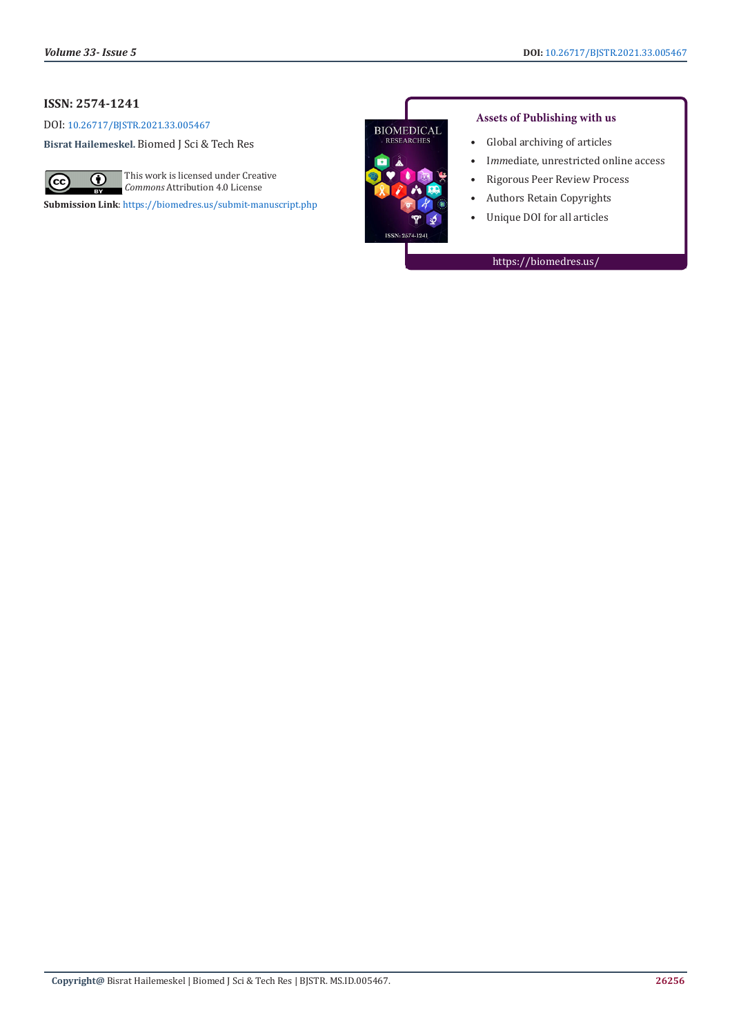**ISSN: 2574-1241**

DOI: 10.26717/BJSTR.2021.33.005467

**Bisrat Hailemeskel.** Biomed J Sci & Tech Res

This work is licensed under Creative *Commons* Attribution 4.0 License

**Submission Link**: https://biomedres.us/submit-manuscript.php

**Assets of Publishing with us**

- Global archiving of articles
- Immediate, unrestricted online access
- Rigorous Peer Review Process
- Authors Retain Copyrights
- Unique DOI for all articles

https://biomedres.us/